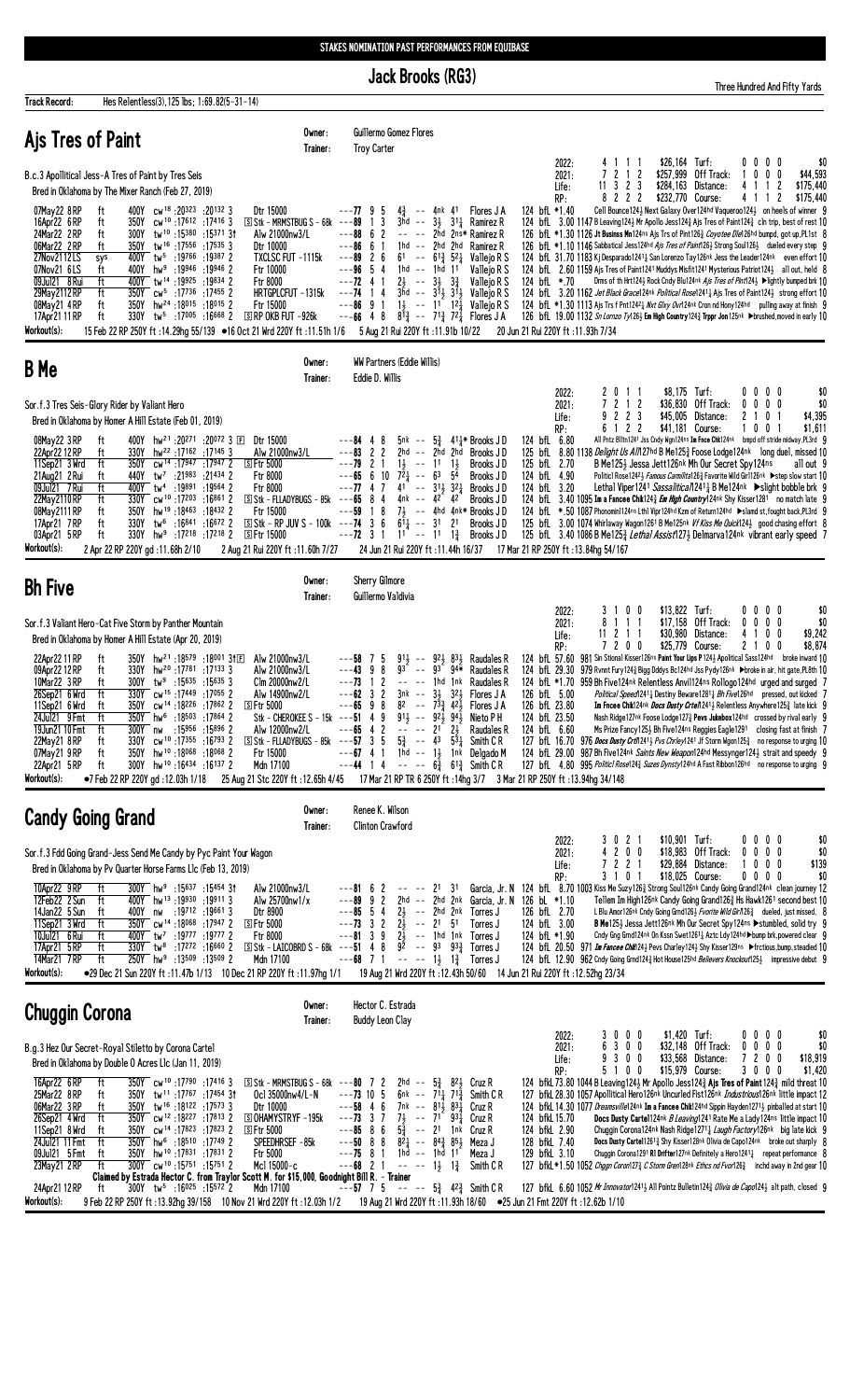STAKES NOMINATION PAST PERFORMANCES FROM EQUIBASE

# Jack Brooks (RG3)

Three Hundred And Fifty Yards

Track Record: Hes Relentless(3),125 lbs; 1:69.82(5-31-14)

## Ajs Tres of Paint

Owner: Guillermo Gomez Flores
Trainer: Troy Carter

B.c.3 Apollitical Jess-A Tres of Paint by Tres Seis
Bred in Oklahoma by The Mixer Ranch (Feb 27, 2019)

| | | | | | | |
|---|---|---|---|---|---|---|
| 2022: | 4 1 1 1 | $26,164 | Turf: | 0 0 0 0 | $0 |
| 2021: | 7 2 1 2 | $257,999 | Off Track: | 1 0 0 0 | $44,593 |
| Life: | 11 3 2 3 | $284,163 | Distance: | 4 1 1 2 | $175,440 |
| RP: | 8 2 2 2 | $232,770 | Course: | 4 1 1 2 | $175,440 |

```
07May22 8RP   ft   400Y cw18 :20323 :20132 3   Dtr 15000                ---77 9 5  4½ -- 4nk 41    Flores J A   124 bfL *1.40  Cell Bounce124¾ Next Galaxy Over124hd Vaqueroo124½ on heels of winner 9
16Apr22 6RP   ft   350Y cw10 :17612 :17416 3   S Stk - MRMSTBUG S - 68k ---89 1 3  3hd -- 3½ 3¼  Ramirez R    124 bfL 3.00 1147 B Leaving124½ Mr Apollo Jess124½ Ajs Tres of Paint124½ cln trip, best of rest 10
24Mar22 2RP   ft   300Y tw10 :15380 :15371 3†  Alw 21000nw3/L           ---88 6 2  -- -- 2hd 2ns* Ramirez R    126 bfL *1.30 1126 Jt Businss Mn124ns Ajs Trs of Pint126½ Coyotee Dlet26hd bumpd, got up,PL1st 8
06Mar22 2RP   ft   350Y tw16 :17556 :17535 3   Dtr 10000                ---86 6 1  1hd -- 2hd 2hd  Ramirez R    126 bfL *1.10 1146 Sabbatical Jess124hd Ajs Tres of Paint126½ Strong Soul126½ dueled every step 9
27Nov2112LS   sys  400Y tw5 :19766 :19387 2    TXCLSC FUT -1115k        ---89 2 6  61 -- 61¾ 52¼  Vallejo R S  124 bfL 31.70 1183 Kj Desparado1241¼ San Lorenzo Tay126nk Jess the Leader124nk even effort 10
07Nov21 6LS   ft   400Y hw9 :19946 :19946 2    Ftr 10000                ---96 5 4  1hd -- 1hd 11   Vallejo R S  124 bfL 2.60 1159 Ajs Tres of Paint1241 Muddys Misfit1241 Mysterious Patriot124½ all out, held 8
09Jul21 8Rui  ft   400Y tw14 :19925 :19834 2   Ftr 8000                 ---72 4 1  2½ -- 3½ 3¾    Vallejo R S  124 bfL *.70  Dms of th Hrt124½ Rock Cndy Blu124nk Ajs Tres of Pint124¾ ▶lightly bumped brk 10
29May2112RP   ft   350Y cw5 :17736 :17455 2    HRTGPLCFUT -1315k        ---74 1 4  3hd -- 31½ 31½ Vallejo R S  124 bfL 3.20 1162 Jet Black Grace124nk Political Rose1241¼ Ajs Tres of Paint124½ strong effort 10
08May21 4RP   ft   350Y hw24 :18015 :18015 2   Ftr 15000                ---86 9 1  1½ -- 11 1¾    Vallejo R S  124 bfL *1.30 1113 Ajs Trs f Pnt124¾ Nxt Glxy Ovr124nk Crcn nd Hony124hd pulling away at finish 9
17Apr21 11RP  ft   330Y tw5 :17005 :16668 2    S RP OKB FUT -926k       ---66 4 8  81¾ -- 71¾ 72¼  Flores J A   126 bfL 19.00 1132 So Lorenzo Ty126½ Em High Country124¾ Trppr Jon125nk ▶brushed,moved in early 10
```

Workout(s): 15 Feb 22 RP 250Y ft :14.29hg 55/139 ●16 Oct 21 Wrd 220Y ft :11.51h 1/6 5 Aug 21 Rui 220Y ft :11.91b 10/22 20 Jun 21 Rui 220Y ft :11.93h 7/34

## B Me

Owner: WW Partners (Eddie Willis)
Trainer: Eddie D. Willis

Sor.f.3 Tres Seis-Glory Rider by Valiant Hero
Bred in Oklahoma by Homer A Hill Estate (Feb 01, 2019)

| | | | | | | |
|---|---|---|---|---|---|---|
| 2022: | 2 0 1 1 | $8,175 | Turf: | 0 0 0 0 | $0 |
| 2021: | 7 2 1 2 | $36,830 | Off Track: | 0 0 0 0 | $0 |
| Life: | 9 2 2 3 | $45,005 | Distance: | 2 1 0 1 | $4,395 |
| RP: | 6 1 2 2 | $41,181 | Course: | 1 0 0 1 | $1,611 |

```
08May22 3RP   ft   400Y hw21 :20271 :20072 3 F  Dtr 15000               ---84 4 8  5nk -- 5¾ 41¾* Brooks J D   124 bfL 6.80  All Pntz Bltn1241 Jss Cndy Wgn124ns Im Fncee Chk124nk bmpd off stride midway.PL3rd 9
22Apr22 12RP  ft   330Y hw22 :17162 :17145 3    Alw 21000nw3/L          ---83 2 2  2hd -- 2hd 2hd  Brooks J D   125 bfL 8.80 1138 Delight Us All127hd B Me125½ Foose Lodge124nk long duel, missed 10
11Sep21 3Wrd  ft   350Y cw14 :17947 :17947 2    S Ftr 5000              ---79 2 1  1½ -- 11 1½     Brooks J D   125 bfL 2.70  B Me125½ Jessa Jett126nk Mh Our Secret Spy124ns all out 9
21Aug21 2Rui  ft   440Y tw7 :21983 :21434 2     Ftr 8000                ---65 6 10 72¼ -- 63 54    Brooks J D   124 bfL 4.90  Politicl Rose124¾ Famous Camilita126¾ Favorite Wild Girl126nk ▶step slow start 10
09Jul21 7Rui  ft   400Y tw4 :19891 :19564 2     Ftr 8000                ---77 4 7  41 -- 31½ 32¼   Brooks J D   124 bfL 3.20  Lethal Viper1241 Sassalitica1241¼ B Me124nk ▶slight bobble brk 9
22May2110RP   ft   330Y cw10 :17203 :16861 2    S Stk - FLLADYBUGS - 85k ---65 8 4 4nk -- 42 42   Brooks J D   124 bfL 3.40 1095 Im a Fancee Chk124¾ Em High Country124nk Shy Kisser1281 no match late 9
08May2111RP   ft   350Y hw19 :18463 :18432 2    Ftr 15000               ---59 1 8  7½ -- 4hd 4nk* Brooks J D   124 bfL *.50 1087 Phonomnl124ns Lthl Vipr124hd Kzm of Return124hd ▶sland st,fought back,PL3rd 9
17Apr21 7RP   ft   330Y tw6 :16841 :16672 2     S Stk - RP JUV S - 100k ---74 3 6 61¼ -- 31 21   Brooks J D   125 bfL 3.00 1074 Whirlaway Wagon1261 B Me125nk Vf Kiss Me Quick124¾ good chasing effort 8
03Apr21 5RP   ft   330Y hw9 :17218 :17218 2     S Ftr 5000              ---72 3 1  11 -- 11 1¾     Brooks J D   125 bfL 3.40 1086 B Me125¾ Lethal Assist127¾ Delmarva124nk vibrant early speed 7
```

Workout(s): 2 Apr 22 RP 220Y gd :11.68h 2/10 2 Aug 21 Rui 220Y ft :11.60h 7/27 24 Jun 21 Rui 220Y ft :11.44h 16/37 17 Mar 21 RP 250Y ft :13.84hg 54/167

## Bh Five

Owner: Sherry Gilmore
Trainer: Guillermo Valdivia

Sor.f.3 Valiant Hero-Cat Five Storm by Panther Mountain
Bred in Oklahoma by Homer A Hill Estate (Apr 20, 2019)

| | | | | | | |
|---|---|---|---|---|---|---|
| 2022: | 3 1 0 0 | $13,822 | Turf: | 0 0 0 0 | $0 |
| 2021: | 8 1 1 1 | $17,158 | Off Track: | 0 0 0 0 | $0 |
| Life: | 11 2 1 1 | $30,980 | Distance: | 4 1 0 0 | $9,242 |
| RP: | 7 2 0 0 | $25,779 | Course: | 2 1 0 0 | $8,874 |

```
22Apr22 11RP  ft   350Y hw21 :18579 :18001 3† F Alw 21000nw3/L          ---58 7 5  91½ -- 92½ 83½  Raudales R   124 bfL 57.60 981 Sin Stional Kisser126ns Paint Your Lips P124½ Apolitical Sass124hd broke inward 10
09Apr22 12RP  ft   330Y hw20 :17781 :17133 3    Alw 21000nw3/L          ---43 9 8  93 -- 93 94*    Raudales R   124 bfL 29.30 979 Rvnnt Fury124¾ Bigg Dddys Bc124hd Jss Pydy126nk ▶broke in air, hit gate,PL8th 10
10Mar22 3RP   ft   300Y tw9 :15635 :15635 3     Clm 20000nw2/L          ---73 1 2  -- -- 1hd 1nk   Raudales R   124 bfL *1.70 959 Bh Five124nk Relentless Anvil124ns Rollogo124hd urged and surged 7
26Sep21 6Wrd  ft   330Y cw15 :17449 :17055 2    Alw 14900nw2/L          ---62 3 2  3nk -- 3½ 32½   Flores J A   126 bfL 5.00  Political Speed1241¾ Destiny Beware1281½ Bh Five126hd pressed, out kicked 7
11Sep21 6Wrd  ft   350Y cw14 :18226 :17862 2    S Ftr 5000              ---65 9 8  82 -- 73¾ 42½   Flores J A   126 bfL 26.80  Im Fncee Chk124nk Docs Dusty Crtel124¾ Relentless Anywhere125¾ late kick 9
24Jul21 9Fmt  ft   350Y hw6 :18503 :17864 2     Stk - CHEROKEE S - 15k ---51 4 9 91½ -- 92¼ 94¼  Nieto P H    124 bfL 23.50  Nash Ridge127nk Foose Lodge127½ Pevs Jukebox124hd crossed by rival early 9
19Jun21 10Fmt ft   300Y nw :15956 :15896 2      Alw 12000nw2/L          ---65 4 2  -- -- 21 2½     Raudales R   124 bfL 6.60  Ms Prize Fancy125½ Bh Five124ns Reggies Eagle1291 closing fast at finish 7
22May21 8RP   ft   330Y cw10 :17355 :16793 2    S Stk - FLLADYBUGS - 85k ---57 3 5 5¾ -- 43 53¼   Smith C R    127 bfL 16.70 976 Docs Dusty Crtl1241½ Pvs Chrley1241 Jf Storm Wgon125¾ no response to urging 10
07May21 9RP   ft   350Y hw10 :18068 :18068 2    Ftr 15000               ---67 4 1  1hd -- 1½ 1nk   Delgado M    124 bfL 29.00 987 Bh Five124nk Saints New Weapon124hd Messynger124¾ strait and speedy 9
22Apr21 5RP   ft   300Y hw10 :16434 :16137 2    Mdn 17100               ---44 1 4  -- -- 6¾ 61¾    Smith C R    127 bfL 4.80 995 Politcl Rose124¾ Suzes Dynsty124hd A Fast Ribbon126hd no response to urging 9
```

Workout(s): ●7 Feb 22 RP 220Y gd :12.03h 1/18 25 Aug 21 Stc 220Y ft :12.65h 4/45 17 Mar 21 RP TR 6 250Y ft :14hg 3/7 3 Mar 21 RP 250Y ft :13.94hg 34/148

## Candy Going Grand

Owner: Renee K. Wilson
Trainer: Clinton Crawford

Sor.f.3 Fdd Going Grand-Jess Send Me Candy by Pyc Paint Your Wagon
Bred in Oklahoma by Pv Quarter Horse Farms Llc (Feb 13, 2019)

| | | | | | | |
|---|---|---|---|---|---|---|
| 2022: | 3 0 2 1 | $10,901 | Turf: | 0 0 0 0 | $0 |
| 2021: | 4 2 0 0 | $18,983 | Off Track: | 0 0 0 0 | $0 |
| Life: | 7 2 2 1 | $29,884 | Distance: | 1 0 0 0 | $139 |
| RP: | 3 1 0 1 | $18,025 | Course: | 0 0 0 0 | $0 |

```
10Apr22 9RP   ft   300Y hw9 :15637 :15454 3†    Alw 21000nw3/L          ---81 6 2  -- -- 21 31     Garcia, Jr. N 124 bfL 8.70 1003 Kiss Me Suzy126¾ Strong Soul126nk Candy Going Grand124nk clean journey 12
12Feb22 2Sun  ft   400Y hw13 :19930 :19911 3    Alw 25700nw1/x          ---89 9 2  2hd -- 2hd 2nk  Garcia, Jr. N 126 bL *1.10  Tellem Im High126nk Candy Going Grand126½ Hs Hawk126¹ second best 10
14Jan22 5Sun  ft   400Y nw :19712 :19661 3      Dtr 8900                ---85 5 4  2½ -- 2hd 2nk   Torres J     126 bfL 2.70  L Blu Amor126nk Cndy Going Grnd126½ Favorite Wild Girl126¾ dueled, just missed 8
11Sep21 3Wrd  ft   350Y cw14 :18068 :17947 2    S Ftr 5000              ---79 7 2  2½ -- 21 51     Torres J     124 bfL 3.00  B Me125½ Jessa Jett126nk Mh Our Secret Spy124ns ▶stumbled, solid try 9
10Jul21 6Rui  ft   400Y tw7 :19777 :19777 2     Ftr 8000                ---81 3 9  2½ -- 1hd 1nk   Torres J     124 bfL *1.90  Cndy Gng Grnd124nk On Kssn Swet1261¼ Aztc Ldy124hd ▶bump brk.powered clear 9
17Apr21 5RP   ft   330Y tw8 :17272 :16660 2     S Stk - LAICOBRD S - 68k ---51 4 8 92 -- 93 93¾  Torres J     124 bfL 20.50 971 Im Fancee Chk124½ Pevs Charley124½ Shy Kisser129ns ▶frctious,bump,steadied 10
14Mar21 7RP   ft   250Y hw9 :13509 :13509 2     Mdn 17100               ---68 7 1  -- -- 1½ 1¾     Torres J     124 bfL 12.90 962 Cndy Going Grnd124¾ Hot House125hd Believers Knockout125½ impressive debut 9
```

Workout(s): ●29 Dec 21 Sun 220Y ft :11.47b 1/13 10 Dec 21 Rup 220Y ft :11.97hg 1/1 19 Aug 21 Wrd 220Y ft :12.43h 50/60 14 Jun 21 Rui 220Y ft :12.52hg 23/34

## Chuggin Corona

Owner: Hector C. Estrada
Trainer: Buddy Leon Clay

B.g.3 Hez Our Secret-Royal Stiletto by Corona Cartel
Bred in Oklahoma by Double O Acres Llc (Jan 11, 2019)

| | | | | | | |
|---|---|---|---|---|---|---|
| 2022: | 3 0 0 0 | $1,420 | Turf: | 0 0 0 0 | $0 |
| 2021: | 6 3 0 0 | $32,148 | Off Track: | 0 0 0 0 | $0 |
| Life: | 9 3 0 0 | $33,568 | Distance: | 7 2 0 0 | $18,919 |
| RP: | 5 1 0 0 | $15,979 | Course: | 3 0 0 0 | $1,420 |

```
16Apr22 6RP   ft   350Y cw10 :17790 :17416 3    S Stk - MRMSTBUG S - 68k ---80 7 2 2hd -- 5¾ 82½  Cruz R       124 bfkL 73.80 1044 B Leaving124½ Mr Apollo Jess124½ Ajs Tres of Paint124½ mild threat 10
25Mar22 8RP   ft   350Y tw11 :17767 :17454 3†   Ocl 35000nw4/L-N        ---73 10 5 6nk -- 71¼ 71¾ Smith C R    127 bfkL 28.30 1057 Apollitical Hero126nk Uncurled Fist126nk Industrious126nk little impact 12
06Mar22 3RP   ft   350Y tw16 :18122 :17573 3    Dtr 10000               ---58 4 6  7nk -- 81¾ 83¼  Cruz R       124 bfkL 10.70 1077 Dreamsville124nk Im a Fancee Chik124hd Sippin Hayden1271½ pinballed at start 10
26Sep21 4Wrd  ft   350Y cw12 :18227 :17813 2    S OHAMYSTRYF -195k      ---73 3 7  7½ -- 71 93¼    Cruz R       124 bfkL 15.70  Docs Dusty Cartel124nk B Leaving1241 Rate Me a Lady124ns little impact 10
11Sep21 8Wrd  ft   350Y cw14 :17823 :17823 2    S Ftr 5000              ---85 8 6  5¾ -- 21 1nk    Cruz R       124 bfkL 2.90  Chuggin Corona124nk Nash Ridge1271¼ Laugh Factory126nk big late kick 9
24Jul21 11Fmt ft   350Y hw6 :18510 :17749 2     SPEEDHRSEF -85k         ---50 8 8  82¼ -- 84¾ 85½  Meza J       128 bfkL 7.40  Docs Dusty Cartel126¼ Shy Kisser128nk Olivia de Capo124nk broke out sharply 8
09Jul21 5Fmt  ft   350Y hw10 :17831 :17831 2    Ftr 5000                ---75 8 1  1hd -- 1hd 11   Meza J       129 bfkL 3.10  Chuggin Corona1291 Rl Drifter127nk Definitely a Hero1241¾ repeat performance 8
23May21 2RP   ft   300Y cw10 :15751 :15751 2    Mcl 15000-c             ---68 2 1  -- -- 1½ 1¾     Smith C R    127 bfkL *1.50 1052 Chggn Coron127¾ C Storm Grnt128nk Ethcs nd Fvor126¾ inchd away in 2nd gear 10
              Claimed by Estrada Hector C. from Traylor Scott M. for $15,000, Goodnight Bill R. - Trainer
24Apr21 12RP  ft   300Y tw5 :16025 :15572 2     Mdn 17100               ---57 7 5  -- -- 5¾ 42¾    Smith C R    127 bfkL 6.60 1052 Mr Innovator1241¼ All Pointz Bulletin124¾ Olivia de Capo124½ alt path, closed 9
```

Workout(s): 9 Feb 22 RP 250Y ft :13.92hg 39/158 10 Nov 21 Wrd 220Y ft :12.03h 1/2 19 Aug 21 Wrd 220Y ft :11.93h 18/60 ●25 Jun 21 Fmt 220Y ft :12.62b 1/10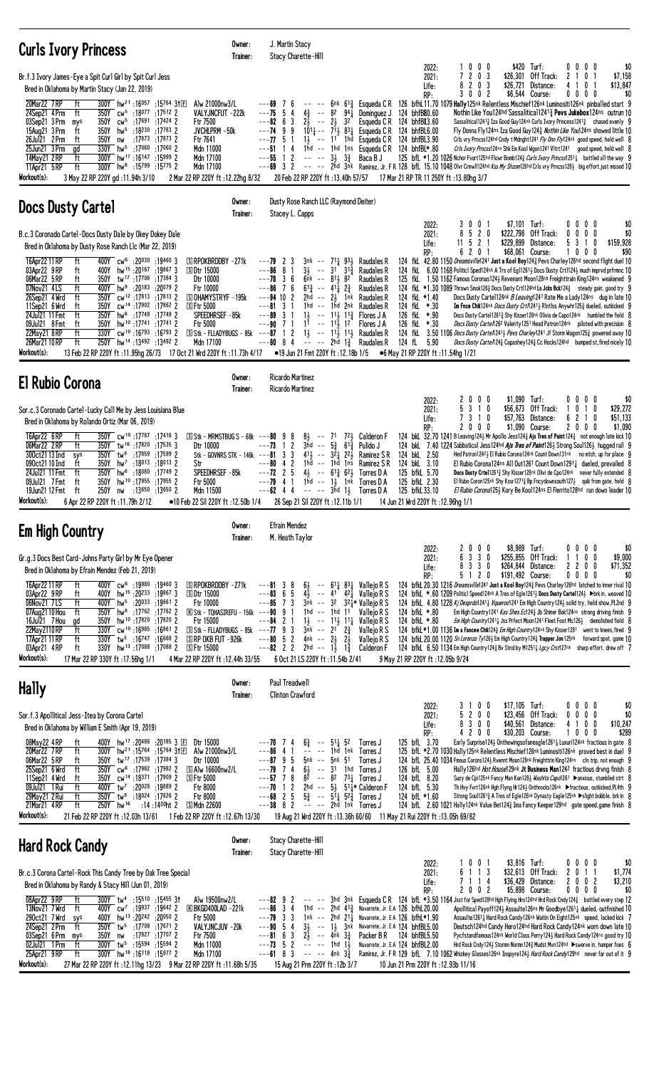## Curls Ivory Princess

Owner: J. Martin Stacy
Trainer: Stacy Charette-Hill

Br.f.3 Ivory James-Eye a Spit Curl Girl by Spit Curl Jess
Bred in Oklahoma by Martin Stacy (Jan 22, 2019)

| | | Turf: | | | |
|---|---|---|---|---|---|
| 2022: | 1 0 0 0 | $420 | Turf: | 0 0 0 0 | $0 |
| 2021: | 7 2 0 3 | $26,301 | Off Track: | 2 1 0 1 | $7,158 |
| Life: | 8 2 0 3 | $26,721 | Distance: | 4 1 0 1 | $13,847 |
| RP: | 3 0 0 2 | $6,544 | Course: | 0 0 0 0 | $0 |

20Mar22 7RP ft 300Y hw²¹ :16057 :15764 3↑E Alw 21000nw3/L ---69 7 6 -- -- 6nk 6¹¾ Esqueda C R 126 bfhL11.70 1079 Hally125nk Relentless Mischief126nk Luminositi126nk pinballed start 9
24Sep21 4Prm ft 350Y cw⁵ :18077 :17512 2 VALYJNCFUT -222k ---75 5 4 4½ -- 8² 9⁴¼ Dominguez J 124 bhfBB0.60 Nothin Like You124hd Sassalitical1241¾ **Pevs Jukebox**124ns outran 10
03Sep21 3Prm mys 350Y cw⁵ :17691 :17424 2 Ftr 7500 ---82 6 3 2½ -- 2½ 3² Esqueda C R 124 bhfBL3.60 Sassalitical1241¾ Iza Good Guy124nk Curls Ivory Princess1241¾ chased evenly 9
15Aug21 3Prm ft 350Y hw⁵ :18230 :17783 2 JVCHLPRM -50k ---74 9 9 10¹¼ -- 7¹¼ 8³¼ Esqueda C R 124 bhfBL6.00 Fly Donna Fly124ns Iza Good Guy124¾ Nothin Like You124ns showed little 10
26Jul21 2Prm ft 350Y nw :17873 :17873 2 Ftr 7641 ---77 5 1 1½ -- 1¹ 1hd Esqueda C R 124 bhfBL3.90 Crls vry Prncss124hd Cndy t Mdnght1241 Fly Dnn Fly124nk good speed, held well 8
25Jun21 3Prm gd 330Y hw⁵ :17060 :17060 2 Mdn 11000 ---51 1 4 1hd -- 1hd 1ns Esqueda C R 124 bhfBL*.80 Crls Ivory Prncss124ns Shk Em Kool Mgon1241 Vltrt1241 good speed, held well 8
14May21 2RP ft 300Y hw¹⁷ :16147 :15999 2 Mdn 17100 ---55 1 2 -- -- 3½ 3¾ Baca B J 125 bfL *1.20 1026 Nchor Fvort125hd Flowr Bomb124½ Curls Ivory Princss1251¼ battled all the way 9
11Apr21 5RP ft 300Y hw⁸ :15799 :15775 2 Mdn 17100 ---69 3 2 -- -- 2hd 3nk Ramirez, Jr. F R 128 bfL 15.10 1048 Olvr Crmw1124hd Kss My Shzam126hd Crls vry Prncss128½ big effort, just missed 10

Workout(s): 3 May 22 RP 220Y gd :11.94h 3/10 2 Mar 22 RP 220Y ft :12.22hg 8/32 20 Feb 22 RP 220Y ft :13.40h 57/57 17 Mar 21 RP TR 11 250Y ft :13.80hg 3/7

## Docs Dusty Cartel

Owner: Dusty Rose Ranch LLC (Raymond Deiter)
Trainer: Stacey L. Capps

B.c.3 Coronado Cartel-Docs Dusty Dale by Okey Dokey Dale
Bred in Oklahoma by Dusty Rose Ranch Llc (Mar 22, 2019)

| | | | | | |
|---|---|---|---|---|---|
| 2022: | 3 0 0 1 | $7,101 | Turf: | 0 0 0 0 | $0 |
| 2021: | 8 5 2 0 | $222,798 | Off Track: | 0 0 0 0 | $0 |
| Life: | 11 5 2 1 | $229,899 | Distance: | 5 3 1 0 | $159,928 |
| RP: | 6 2 0 1 | $68,061 | Course: | 1 0 0 0 | $90 |

16Apr22 11RP ft 400Y cw⁶ :20030 :19460 3 S RPOKBRDDBY -271k ---79 2 3 3nk -- 7¹¼ 9³½ Raudales R 124 fkL 42.80 1150 Dreamsville1241 **Just a Kool Boy**124½ Pevs Charley126hd second flight duel 10
03Apr22 9RP ft 400Y hw¹⁵ :20167 :19867 3 S Dtr 15000 ---86 8 1 3½ -- 3¹ 3¹¾ Raudales R 124 fkL 6.00 1168 Politicl Speed124nk A Trs of Egl1261½ Docs Dusty Crt1124½ much imprvd prfrmnc 10
06Mar22 5RP ft 350Y tw¹⁷ :17706 :17384 3 Dtr 10000 ---78 3 6 6nk -- 8¹½ 8² Raudales R 125 fkL 1.50 1162 Famous Coronas124½ Revenant Moon128nk Freighttrain King124ns weakened 9
07Nov21 4LS ft 400Y hw⁹ :20183 :20079 2 Ftr 10000 ---86 7 6 6¹¾ -- 4¹¼ 2¾ Raudales R 124 fkL *1.30 1089 Thrown Smok126¾ Docs Dusty Crtl124hd **Ls Jcks Bck**124¾ steady gain, good try 9
26Sep21 4Wrd ft 350Y cw¹² :17813 :17813 2 S OHAMYSTRYF -195k ---94 10 2 2hd -- 2½ 1nk Raudales R 124 fkL *1.40 Docs Dusty Cartel124nk B Leaving1241 Rate Me a Lady124ns dug in late 10
11Sep21 6Wrd ft 350Y cw¹⁴ :17902 :17862 2 S Ftr 5000 ---81 3 1 1hd -- 1hd 2nk Raudales R 124 fkL *.30 **In Fnce Chk**124nk Docs Dusty Crtl1241½ Rlntlss Anywhr125¾ dueled, outkicked 9
24Jul21 11Fmt ft 350Y hw⁶ :17749 :17749 2 SPEEDHRSEF -85k ---89 3 1 1½ -- 1¹½ 1¹¾ Flores J A 126 fkL *.90 Docs Dusty Cartel1261¾ Shy Kisser128nk Ollvia de Capo124nk humbled the field 8
09Jul21 8Fmt ft 350Y hw¹⁰ :17741 :17741 2 Ftr 5000 ---90 7 1 1¹ -- 1¹½ 1² Flores J A 126 fkL *.90 Docs Dusty Cartel126² Valerity1251 Head Patron124nk piloted with precision 8
22May21 8RP ft 330Y cw¹⁶ :16793 :16793 2 S Stk - FLLADYBUGS - 85k ---87 1 2 1½ -- 1¹½ 1¹½ Raudales R 124 fkL 3.50 1106 Docs Dusty Cartel1241½ Pevs Charley1241 Sf Storm Magon125¾ powered away 10
26Mar21 10RP ft 250Y hw¹⁴ :13492 :13492 2 Mdn 17100 ---80 8 4 -- -- 2hd 1¾ Raudales R 124 fL 5.90 Docs Dusty Cartel124¾ Capashey124¾ Cc Hocks124hd bumped st, fired nicely 10

Workout(s): 13 Feb 22 RP 220Y ft :11.95hg 26/73 17 Oct 21 Wrd 220Y ft :11.73h 4/17 ●19 Jun 21 Fmt 220Y ft :12.18b 1/5 ●6 May 21 RP 220Y ft :11.54hg 1/21

## El Rubio Corona

Owner: Ricardo Martinez
Trainer: Ricardo Martinez

Sor.c.3 Coronado Cartel-Lucky Call Me by Jess Louisiana Blue
Bred in Oklahoma by Rolando Ortiz (Mar 06, 2019)

| | | | | | |
|---|---|---|---|---|---|
| 2022: | 2 0 0 0 | $1,090 | Turf: | 0 0 0 0 | $0 |
| 2021: | 5 3 1 0 | $56,673 | Off Track: | 1 0 1 0 | $29,272 |
| Life: | 7 3 1 0 | $57,763 | Distance: | 6 2 1 0 | $51,133 |
| RP: | 2 0 0 0 | $1,090 | Course: | 2 0 0 0 | $1,090 |

16Apr22 6RP ft 350Y cw¹⁰ :17787 :17416 3 S Stk - MRMSTBUG S - 68k ---80 9 8 8½ -- 7¹ 7²½ Calderon F 124 bkL 32.70 1241 B Leaving124¾ Mr Apollo Jess124¾ **Ajs Tres of Paint**124½ not enough late kick 10
06Mar22 2RP ft 350Y tw¹⁶ :17820 :17535 3 Dtr 10000 ---73 1 2 3hd -- 5¾ 6¹¾ Pulido J 124 bkL 7.40 1224 Sabbatical Jess124hd Ajs Tres of Paint126½ Strong Soul126½ hugged rail 9
30Oct21 13Ind sys 350Y tw⁹ :17859 :17599 2 Stk - GOVNRS STK - 146k ---81 3 3 4¹½ -- 3²¼ 2²½ Ramirez S R 124 bkL 2.50 Hed Patron124²½ El Rubio Corona124nk Count Down131nk no mtch, up for place 9
09Oct21 10Ind ft 350Y hw⁷ :18013 :18013 2 Str ---80 4 2 1hd -- 1hd 1ns Ramirez S R 124 bkL 3.10 El Rubio Corona124ns All Out126¹ Count Down1291¼ dueled, prevailed 8
24Jul21 11Fmt ft 350Y hw⁶ :18060 :17749 2 SPEEDHRSEF -85k ---72 2 5 4½ -- 6¹¾ 6²½ Torres D A 125 bfkL 5.70 **Docs Dusty Crtel**1261¾ Shy Kisser128nk Ollvi de Cpo124nk never fully extended 8
09Jul21 7Fmt ft 350Y hw¹⁰ :17955 :17955 2 Ftr 5000 ---79 4 1 1hd -- 1½ 1nk Torres D A 125 bfkL 2.30 El Rubio Coron125nk Shy Kssr1271½ Bp Fncydownsouth127½ quik from gate, held 8
19Jun21 12Fmt ft 250Y nw :13650 :13650 2 Mdn 11500 ---62 4 4 -- -- 3hd 1½ Torres D A 125 bfkL 33.10 El Rubio Corona125½ Kory Be Kool124ns El Fierrito128hd ran down leader 10

Workout(s): 6 Apr 22 RP 220Y ft :11.79h 2/12 ●10 Feb 22 Sil 220Y ft :12.50b 1/4 26 Sep 21 Sil 220Y ft :12.11b 1/1 14 Jun 21 Wrd 220Y ft :12.96hg 1/1

## Em High Country

Owner: Efrain Mendez
Trainer: M. Heath Taylor

Gr.g.3 Docs Best Card-Johns Party Girl by Mr Eye Opener
Bred in Oklahoma by Efrain Mendez (Feb 21, 2019)

| | | | | | |
|---|---|---|---|---|---|
| 2022: | 2 0 0 0 | $8,989 | Turf: | 0 0 0 0 | $0 |
| 2021: | 6 3 3 0 | $255,855 | Off Track: | 1 1 0 0 | $9,000 |
| Life: | 8 3 3 0 | $264,844 | Distance: | 2 2 0 0 | $71,352 |
| RP: | 5 1 2 0 | $191,492 | Course: | 0 0 0 0 | $0 |

16Apr22 11RP ft 400Y cw⁶ :19980 :19460 3 S RPOKBRDDBY -271k ---81 3 8 6½ -- 6¹¼ 8³¼ Vallejo R S 124 bfkL 20.30 1216 Dreamsville1241 **Just a Kool Boy**124½ Pevs Charley126hd latched to inner rival 10
03Apr22 9RP ft 400Y hw¹⁵ :20233 :19867 3 S Dtr 15000 ---83 6 5 4½ -- 4¹ 4²¼ Vallejo R S 124 bfkL *.60 1209 Politicl Speed124nk A Trs of Egle1261½ **Docs Dusty Cartel**124½ ▶brk in, weaved 10
06Nov21 7LS ft 400Y hw⁵ :20033 :19661 2 Ftr 10000 ---85 7 3 3nk -- 3² 3²¼* Vallejo R S 124 bfkL 4.80 1228 Kj Desprdo1241¼ Vqueroo1241 Em High Country124¾ solid try, held show,PL2nd 9
07Aug21 10Hou ft 350Y hw⁸ :17762 :17762 2 R Stk - TOHASIREFU - 156k ---90 9 1 1hd -- 1hd 11 Vallejo R S 124 bfkL *.80 Em High Country124¹ Kas Shes Ec124¾ Jb Shiner Bok124ns strong driving finish 9
16Jul21 7Hou gd 350Y hw¹⁰ :17820 :17820 2 Ftr 15000 ---84 2 1 1½ -- 1¹½ 1¹¼ Vallejo R S 124 bfkL *.80 Em High Country1241¼ Jss Prfect Moon1261 Fleet Foot Mc126½ demolished field 8
22May21 10RP ft 330Y cw¹⁰ :16985 :16861 2 S Stk - FLLADYBUGS - 85k ---77 9 3 3nk -- 2¹ 2¾ Vallejo R S 124 bfkL*1.00 1136 **In a Fnce Chk**124¾ Em High Country124nk Shy Kisser1281 went to knees, fired 9
17Apr21 11RP ft 330Y tw⁵ :16747 :16668 2 S RP OKB FUT -926k ---80 5 2 4nk -- 2½ 2½ Vallejo R S 124 bfkL 20.00 1120 Sn Lorenzo Ty126½ Em High Country124¾ **Trapper Jon**125nk forward spot, game 10
03Apr21 4RP ft 330Y hw¹³ :17088 :17088 2 S Ftr 15000 ---82 2 2 2hd -- 1½ 1¾ Calderon F 124 bfkL 6.50 1134 Em High Country124¾ Bv Strd by M1251¼ Lgcy Crst127nk sharp effort, drew off 7

Workout(s): 17 Mar 22 RP 330Y ft :17.56hg 1/1 4 Mar 22 RP 220Y ft :12.44h 33/55 6 Oct 21 LS 220Y ft :11.54b 2/41 9 May 21 RP 220Y ft :12.05b 9/24

## Hally

Owner: Paul Treadwell
Trainer: Clinton Crawford

Sor.f.3 Apollitical Jess-Itea by Corona Cartel
Bred in Oklahoma by William E Smith (Apr 19, 2019)

| | | | | | |
|---|---|---|---|---|---|
| 2022: | 3 1 0 0 | $17,105 | Turf: | 0 0 0 0 | $0 |
| 2021: | 5 2 0 0 | $23,456 | Off Track: | 0 0 0 0 | $0 |
| Life: | 8 3 0 0 | $40,561 | Distance: | 4 1 0 0 | $10,247 |
| RP: | 4 2 0 0 | $30,203 | Course: | 1 0 0 0 | $289 |

08May22 4RP ft 400Y hw¹⁷ :20486 :20185 3 F Dtr 15000 ---70 7 4 6¾ -- 5¹¼ 5² Torres J 125 bfL 3.70 Early Surprise124½ Onthewingsofaneagle1261¼ Luxuri124nk fractious in gate 8
20Mar22 7RP ft 300Y hw²¹ :15764 :15764 3↑E Alw 21000nw3/L ---86 4 1 -- -- 1hd 1nk Torres J 125 bfL *2.70 1030 Hally125nk Relentless Mischief126nk Luminositi126nk proved best in duel 9
06Mar22 5RP ft 350Y tw¹⁷ :17539 :17384 3 Dtr 10000 ---87 9 5 5nk -- 5nk 5¹ Torres J 124 bfL 25.40 1034 Fmous Corons124½ Rvennt Moon128nk Freighttrin King124ns cln trip, not enough 9
25Sep21 6Wrd ft 350Y cw⁶ :17982 :17982 2 S Alw 16600nw2/L ---79 7 4 6½ -- 3¹ 1hd Torres J 126 bfL 5.00 Hally126hd Hot House129nk **Jt Business Man**124² fractious drvng finish 8
11Sep21 4Wrd ft 350Y cw¹⁴ :18371 :17909 2 S Ftr 5000 ---57 7 8 8² -- 8² 7³¼ Torres J 124 bfL 8.20 Suzy de Cpi125nk Fancy Man Kan128¾ Washita Cup1261 ▶anxious, stumbled strt 8
09Jul21 1Rui ft 400Y tw⁷ :20028 :19889 2 Ftr 8000 ---70 1 2 2hd -- 5½ 5¹¼* Calderon F 124 bfL 5.30 Th Hvy Fvrt126nk Hgh Flyng Hr124½ Onthrocks126nk ▶fractious, outkicked,PL4th 9
29May21 2Rui ft 350Y tw⁹ :18024 :17626 2 Ftr 8000 ---68 2 5 5¾ -- 5¹¼ 5²¾ Torres J 124 bfL *1.60 Strong Soul1261¼ A Tres of Egle126nk Dynasty Eagle125nk ▶slight bobble, brk in 8
21Mar21 4RP ft 250Y hw¹⁶ :14 :1400ht 2 S Mdn 22600 ---38 8 2 -- -- 2hd 1nk Torres J 124 bfL 2.60 1021 Hally124nk Value Bet124¾ Ima Fancy Keeper129hd gate speed,game finish 8

Workout(s): 21 Feb 22 RP 220Y ft :12.03h 13/61 1 Feb 22 RP 220Y ft :12.67h 13/30 19 Aug 21 Wrd 220Y ft :13.36h 60/60 11 May 21 Rui 220Y ft :13.05h 69/82

## Hard Rock Candy

Owner: Stacy Charette-Hill
Trainer: Stacy Charette-Hill

Br.c.3 Corona Cartel-Rock This Candy Tree by Oak Tree Special
Bred in Oklahoma by Randy & Stacy Hill (Jun 01, 2019)

| | | | | | |
|---|---|---|---|---|---|
| 2022: | 1 0 0 1 | $3,816 | Turf: | 0 0 0 0 | $0 |
| 2021: | 6 1 1 3 | $32,613 | Off Track: | 2 0 1 1 | $1,774 |
| Life: | 7 1 1 4 | $36,429 | Distance: | 2 0 0 2 | $3,210 |
| RP: | 2 0 0 2 | $5,898 | Course: | 0 0 0 0 | $0 |

08Apr22 9RP ft 300Y tw⁴ :15510 :15455 3↑ Alw 19500nw2/L ---82 9 2 -- -- 3hd 3nk Esqueda C R 124 bfL *3.50 1164 Jsst for Sped128hd High Flying Hro124hd Hrd Rock Cndy124¾ battled every step 12
13Nov21 7Wrd ft 400Y cw⁷ :19937 :19642 2 R BKGD400LAD -221k ---86 3 4 1hd -- 2hd 4¹¾ Navarrete, Jr. E A 126 bfhL20.00 Apollitical Payoff124½ Assaulte126ns Mr Goodbye1261¼ dueled, outfinished 10
29Oct21 7Wrd sys 400Y hw¹³ :20242 :20050 2 Ftr 5000 ---79 3 3 1nk -- 2hd 2¹¼ Navarrete, Jr. E A 126 bfhL*1.90 Assaulte1261¼ Hard Rock Candy126nk Waitin On Eight125nk speed, lacked kick 7
24Sep21 2Prm ft 350Y tw⁵ :17708 :17671 2 VALYJNCJUV -20k ---90 5 4 3½ -- 1½ 3nk Navarrete, Jr. E A 126 bfhBL5.00 Deutsch124hd Candy Hero124hd Hard Rock Candy124nk worn down late 10
03Sep21 6Prm mys 350Y nw :17827 :17707 2 Ftr 7500 ---81 6 3 2½ -- 4nk 3¾ Packer B R 124 bfhBL5.50 Pycfstandfamous124nk World Class Perry124½ Hard Rock Candy124ns good try 10
02Jul21 1Prm ft 300Y tw⁵ :15594 :15594 2 Mdn 11000 ---73 5 2 -- -- 1hd 1½ Navarrete, Jr. E A 124 bfhBL2.00 Hrd Rock Cndy124½ Stormn Normn124¾ Mudst Mvn124hd ▶swerve in, hamper foes 6
25Apr21 9RP ft 300Y hw¹⁸ :16119 :15977 2 Mdn 17100 ---61 8 3 -- -- 4nk 3¾ Ramirez, Jr. F R 129 bfL 7.10 1062 Whizkey Glasses126nk Inspyre124¾ Hard Rock Candy129hd never far out of it 9

Workout(s): 27 Mar 22 RP 220Y ft :12.11hg 13/23 9 Mar 22 RP 220Y ft :11.68h 5/35 15 Aug 21 Prm 220Y ft :12b 3/7 10 Jun 21 Prm 220Y ft :12.93b 11/16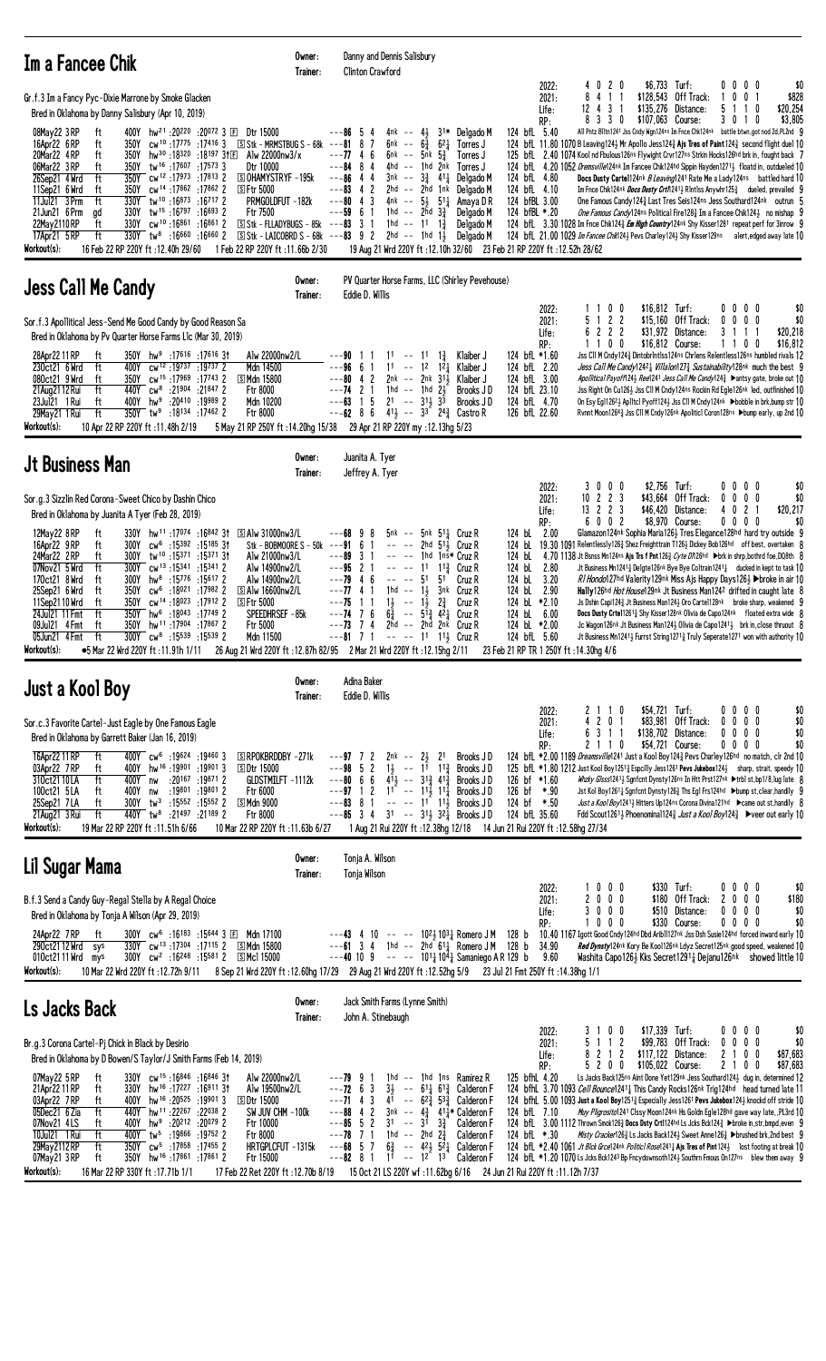## Im a Fancee Chik

Owner: Danny and Dennis Salisbury
Trainer: Clinton Crawford

Gr.f.3 Im a Fancy Pyc-Dixie Marrone by Smoke Glacken
Bred in Oklahoma by Danny Salisbury (Apr 10, 2019)

| | | | | | | |
|---|---|---|---|---|---|---|
| 2022: | 4 0 2 0 | $6,733 | Turf: | 0 0 0 0 | | $0 |
| 2021: | 8 4 1 1 | $128,543 | Off Track: | 1 0 0 1 | | $828 |
| Life: | 12 4 3 1 | $135,276 | Distance: | 5 1 1 0 | | $20,254 |
| RP: | 8 3 3 0 | $107,063 | Course: | 3 0 1 0 | | $3,805 |

```
08May22 3RP  ft  400Y hw21 :20220 :20072 3 F Dtr 15000         ---86 5 4  4nk -- 4½  3¹* Delgado M  124 bfL 5.40  All Pntz Bltn1241 Jss Cndy Wgn124ns Im Fnce Chk124nk battle btwn,got nod 2d,PL2nd 9
16Apr22 6RP  ft  350Y cw10 :17775 :17416 3 S Stk - MRMSTBUG S - 68k ---81 8 7  6nk -- 6½  6²¼ Torres J  124 bfL 11.80 1070 B Leaving124½ Mr Apollo Jess124¾ Ajs Tres of Paint124¾ second flight duel 10
20Mar22 4RP  ft  350Y hw30 :18320 :18197 3† F Alw 22000nw3/x     ---77 4 6  6nk -- 5nk 5¾  Torres J  125 bfL 2.40 1074 Kool nd Fbulous126ns Flywight Crvr127ns Strkin Hocks126hd brk in, fought back 7
06Mar22 3RP  ft  350Y tw16 :17607 :17573 3 Dtr 10000           ---84 8 4  4hd -- 1hd 2nk Torres J  124 bfL 4.20 1052 Dreamsville124nk Im Fancee Chik124hd Sippin Hayden1271½ floatd in, outdueled 10
26Sep21 4Wrd ft  350Y cw12 :17973 :17813 2 S OHAMYSTRYF - 195k  ---86 4 4  3nk -- 3½  4¹¼ Delgado M  124 bfL 4.80  Docs Dusty Cartel124nk B Leaving1241 Rate Me a Lady124ns battled hard 10
11Sep21 6Wrd ft  350Y cw14 :17862 :17862 2 S Ftr 5000          ---83 4 2  2hd -- 2hd 1nk Delgado M  124 bfL 4.10  Im Fnce Chik124nk Docs Dusty Crtl124¾ Rlntlss Anywhr125¾ dueled, prevailed 9
11Jul21 3Prm ft  330Y tw10 :16873 :16717 2 PRMGOLDFUT - 182k     ---80 4 3  4nk -- 5½  5¹¼ Amaya D R  124 bfBL 3.00  One Famous Candy124¾ Last Tres Seis124ns Jess Southard124nk outrun 5
21Jun21 6Prm gd  330Y tw15 :16797 :16693 2 Ftr 7500            ---59 6 1  1hd -- 2hd 3¾  Delgado M  124 bfBL *.20  One Famous Candy124ns Political Fire128¾ Im a Fancee Chik124¾ no mishap 9
22May2110RP ft  330Y cw10 :16861 :16861 2 S Stk - FLLADYBUGS - 85k ---83 3 1 1hd -- 11 1¾  Delgado M  124 bfL 3.30 1028 Im Fnce Chik124¾ Em High Country124nk Shy Kisser1281 repeat perf for 3nrow 9
17Apr21 5RP  ft  330Y tw8 :16660 :16660 2 S Stk - LAICOBRD S - 68k ---83 9 2 2hd -- 1hd 1½  Delgado M  124 bfL 21.00 1029 Im Fancee Chik124½ Pevs Charley124½ Shy Kisser129ns alert,edged away late 10
```

Workout(s): 16 Feb 22 RP 220Y ft :12.40h 29/60  1 Feb 22 RP 220Y ft :11.66b 2/30  19 Aug 21 Wrd 220Y ft :12.10h 32/60  23 Feb 21 RP 220Y ft :12.52h 28/62

## Jess Call Me Candy

Owner: PV Quarter Horse Farms, LLC (Shirley Pevehouse)
Trainer: Eddie D. Willis

Sor.f.3 Apollitical Jess-Send Me Good Candy by Good Reason Sa
Bred in Oklahoma by Pv Quarter Horse Farms Llc (Mar 30, 2019)

| | | | | | | |
|---|---|---|---|---|---|---|
| 2022: | 1 1 0 0 | $16,812 | Turf: | 0 0 0 0 | | $0 |
| 2021: | 5 1 2 2 | $15,160 | Off Track: | 0 0 0 0 | | $0 |
| Life: | 6 2 2 2 | $31,972 | Distance: | 3 1 1 1 | | $20,218 |
| RP: | 1 1 0 0 | $16,812 | Course: | 1 1 0 0 | | $16,812 |

```
28Apr22 11RP ft  350Y hw9 :17616 :17616 3† Alw 22000nw2/L       ---90 1 1  1¹ -- 1¹  1¾  Klaiber J  124 bfL *1.60  Jss Cll M Cndy124¾ Dintobrlntlss124ns Chrlens Relentless126nk humbled rivals 12
23Oct21 6Wrd ft  400Y cw12 :19737 :19737 2 Mdn 14500           ---96 6 1  1¹ -- 1²  1²½ Klaiber J  124 bfL 2.20  Jess Call Me Candy1242½ Villalon127¾ Sustainability128nk much the best 9
08Oct21 9Wrd ft  350Y cw15 :17969 :17743 2 S Mdn 15800         ---80 4 2  2nk -- 2nk 3¹½ Klaiber J  124 bfL 3.00  Apollitical Payoff124¾ Reel241 Jess Call Me Candy124¾ ▶antsy gate, broke out 10
21Aug21 12Rui ft 440Y cw8 :21904 :21847 2 Ftr 8000            ---74 2 1  1hd -- 1hd 2½  Brooks J D  124 bfL 23.10  Jss Right On Cu126½ Jss Cll M Cndy124ns Rockin Rd Egle126nk led, outfinished 10
23Jul21 1Rui ft  400Y hw9 :20410 :19989 2 Mdn 10200            ---63 1 5  2¹ -- 3¹½ 3³  Brooks J D  124 bfL 4.70  On Esy Eg1262½ Apltcl Pyoff124¾ Jss Cll M Cndy124nk ▶bobble in brk,bump str 10
29May21 1Rui ft  350Y tw9 :18134 :17462 2 Ftr 8000            ---62 8 6  4¹½ -- 3³  2⁴¾ Castro R  126 bfL 22.60  Rvnnt Moon1264¾ Jss Cll M Cndy126nk Apolticl Coron128ns ▶bump early, up 2nd 10
```

Workout(s): 10 Apr 22 RP 220Y ft :11.48h 2/19  5 May 21 RP 250Y ft :14.20hg 15/38  29 Apr 21 RP 220Y my :12.13hg 5/23

## Jt Business Man

Owner: Juanita A. Tyer
Trainer: Jeffrey A. Tyer

Sor.g.3 Sizzlin Red Corona-Sweet Chico by Dashin Chico
Bred in Oklahoma by Juanita A Tyer (Feb 28, 2019)

| | | | | | | |
|---|---|---|---|---|---|---|
| 2022: | 3 0 0 0 | $2,756 | Turf: | 0 0 0 0 | | $0 |
| 2021: | 10 2 2 3 | $43,664 | Off Track: | 0 0 0 0 | | $0 |
| Life: | 13 2 2 3 | $46,420 | Distance: | 4 0 2 1 | | $20,217 |
| RP: | 6 0 0 2 | $8,970 | Course: | 0 0 0 0 | | $0 |

```
12May22 8RP  ft  330Y hw11 :17074 :16842 3† S Alw 31000nw3/L    ---68 9 8  5nk -- 5nk 5¹¼ Cruz R  124 bL 2.00  Glamazon124nk Sophia Maria126½ Tres Elegance128hd hard try outside 9
16Apr22 9RP  ft  300Y cw6 :15392 :15185 3† Stk - BOBMOORE S - 50k ---91 6 1 -- -- 2hd 5¹½ Cruz R  124 bL 19.30 1091 Relentlessly126¾ Shez Freighttrain T126½ Dickey Bob126hd off best, overtaken 8
24Mar22 2RP  ft  300Y tw10 :15371 :15371 3† Alw 21000nw3/L      ---89 3 1 -- -- 1hd 1ns* Cruz R  124 bL 4.70 1138 Jt Bsnss Mn124ns Ajs Trs f Pnt126½ Cyte Dl126hd ▶brk in shrp,bothrd foe,DQ8th 8
07Nov21 5Wrd ft  300Y cw13 :15341 :15341 2 Alw 14900nw2/L       ---95 2 1 -- -- 1¹  1¹¾ Cruz R  124 bL 2.80  Jt Business Mn1241¾ Delgte126nk Bye Bye Coltrain1241½ ducked in kept to task 10
17Oct21 8Wrd ft  300Y hw8 :15776 :15617 2 Alw 14900nw2/L       ---79 4 6 -- -- 5¹  5¹  Cruz R  124 bL 3.20  R1 Hondo127hd Valerity129nk Miss Ajs Happy Days126½ ▶broke in air 10
25Sep21 6Wrd ft  350Y cw6 :18021 :17982 2 S Alw 16600nw2/L     ---77 4 1  1hd -- 1½  3nk Cruz R  124 bL 2.90  Hally126hd Hot House124nk Jt Business Man124² drifted in caught late 8
11Sep21 10Wrd ft 350Y cw14 :18023 :17912 2 S Ftr 5000          ---75 1 1  1½ -- 1½  2¾  Cruz R  124 bL *2.10  Js Dshin Capl124¾ Jt Business Man124½ Oro Cartel128nk broke sharp, weakened 9
24Jul21 11Fmt ft 350Y hw6 :18043 :17749 2 SPEEDHRSEF - 85k      ---74 7 6  6¾ -- 5¹¾ 4²¼ Cruz R  124 bL 6.00  Docs Dusty Crtel126¾ Shy Kisser128nk Olivia de Capo124nk floated extra wide 8
09Jul21 4Fmt ft  350Y hw11 :17904 :17867 2 Ftr 5000            ---73 7 4  2hd -- 2hd 2nk Cruz R  124 bL *2.00  Jc Wagon126nk Jt Business Man124½ Olivia de Capo1241½ brk in,close thruout 8
05Jun21 4Fmt ft  300Y cw6 :15539 :15539 2 Mdn 11500            ---81 7 1 -- -- 1¹  1¹½ Cruz R  124 bL 5.60  Jt Business Mn1241½ Furrst String1271¾ Truly Seperate1271 won with authority 10
```

Workout(s): ●5 Mar 22 Wrd 220Y ft :11.91h 1/11  26 Aug 21 Wrd 220Y ft :12.87h 82/95  2 Mar 21 Wrd 220Y ft :12.15hg 2/11  23 Feb 21 RP TR 1 250Y ft :14.30hg 4/6

## Just a Kool Boy

Owner: Adina Baker
Trainer: Eddie D. Willis

Sor.c.3 Favorite Cartel-Just Eagle by One Famous Eagle
Bred in Oklahoma by Garrett Baker (Jan 16, 2019)

| | | | | | | |
|---|---|---|---|---|---|---|
| 2022: | 2 1 1 0 | $54,721 | Turf: | 0 0 0 0 | | $0 |
| 2021: | 4 2 0 1 | $83,981 | Off Track: | 0 0 0 0 | | $0 |
| Life: | 6 3 1 1 | $138,702 | Distance: | 0 0 0 0 | | $0 |
| RP: | 2 1 1 0 | $54,721 | Course: | 0 0 0 0 | | $0 |

```
16Apr22 11RP ft  400Y cw6 :19624 :19460 3 S RPOKBRDDBY - 271k   ---97 7 2  2nk -- 2½  2¹  Brooks J D  124 bfL *2.00 1189 Dreamsville1241 Just a Kool Boy124¾ Pevs Charley126hd no match, clr 2nd 10
03Apr22 7RP  ft  400Y hw16 :19901 :19901 3 S Dtr 15000         ---98 5 2  1½ -- 1¹  1¹¾ Brooks J D  125 bfL *1.80 1212 Just Kool Boy1251¾ Espcilly Jess1261 Pevs Jukebox124¾ sharp, strait, speedy 10
31Oct21 10LA ft  400Y nw :20167 :19871 2 GLDSTMILFT - 1112k    ---80 6 6  4¹½ -- 3¹¾ 4¹¾ Brooks J D  126 bf *1.60  Whzky Gliss1241½ Sgnfcnt Dynsty126ns In Htt Prst127nk ▶trbl st,bp1/8,lug late 8
10Oct21 5LA  ft  400Y nw :19801 :19801 2 Ftr 6000             ---97 1 2  1¹ -- 1¹½ 1¹¼ Brooks J D  126 bf *.90  Jst Kol Boy1261¼ Sgnfcnt Dynsty126¾ Ths Egl Frs124hd ▶bump st,clear,handily 9
25Sep21 7LA  ft  300Y tw3 :15552 :15552 2 S Mdn 9000           ---83 8 1 -- -- 1¹  1¹½ Brooks J D  124 bf *.50  Just a Kool Boy1241½ Hitters Up124ns Corona Divina121hd ▶came out st,handily 8
21Aug21 3Rui ft  440Y tw8 :21497 :21189 2 Ftr 8000            ---85 3 4  3¹ -- 3¹½ 3²¾ Brooks J D  124 bfL 35.60  Fdd Scout1261¼ Phoenomina1124¾ Just a Kool Boy124¾ ▶veer out early 10
```

Workout(s): 19 Mar 22 RP 220Y ft :11.51h 6/66  10 Mar 22 RP 220Y ft :11.63b 6/27  1 Aug 21 Rui 220Y ft :12.38hg 12/18  14 Jun 21 Rui 220Y ft :12.58hg 27/34

## Lil Sugar Mama

Owner: Tonja A. Wilson
Trainer: Tonja Wilson

B.f.3 Send a Candy Guy-Regal Stella by A Regal Choice
Bred in Oklahoma by Tonja A Wilson (Apr 29, 2019)

| | | | | | | |
|---|---|---|---|---|---|---|
| 2022: | 1 0 0 0 | $330 | Turf: | 0 0 0 0 | | $0 |
| 2021: | 2 0 0 0 | $180 | Off Track: | 2 0 0 0 | | $180 |
| Life: | 3 0 0 0 | $510 | Distance: | 0 0 0 0 | | $0 |
| RP: | 1 0 0 0 | $330 | Course: | 0 0 0 0 | | $0 |

```
24Apr22 7RP  ft  300Y cw6 :16183 :15644 3 F Mdn 17100          ---43 4 10 -- -- 10²½ 10³¼ Romero J M  128 b 10.40 1167 Igott Good Cndy124hd Dbd Arbl1127nk Jss Dsh Susie124hd forced inward early 10
29Oct21 12Wrd sys 330Y cw13 :17304 :17115 2 S Mdn 15800         ---61 3 4  1hd -- 2hd 6¹¼ Romero J M  128 b 34.90  Red Dynsty124nk Kory Be Kool126nk Ldyz Secret125nk good speed, weakened 10
01Oct21 11Wrd mys 300Y cw2 :16248 :15581 2 S Mcl 15000         ---40 10 9 -- -- 10¹¾ 10⁴¼* Samaniego A R 129 b 9.60  Washita Capo126½ Kks Secret1291¾ Dejanu126nk showed little 10
```

Workout(s): 10 Mar 22 Wrd 220Y ft :12.72h 9/11  8 Sep 21 Wrd 220Y ft :12.60hg 17/29  29 Aug 21 Wrd 220Y ft :12.52hg 5/9  23 Jul 21 Fmt 250Y ft :14.38hg 1/1

## Ls Jacks Back

Owner: Jack Smith Farms (Lynne Smith)
Trainer: John A. Stinebaugh

Br.g.3 Corona Cartel-Pj Chick in Black by Desirio
Bred in Oklahoma by D Bowen/S Taylor/J Smith Farms (Feb 14, 2019)

| | | | | | | |
|---|---|---|---|---|---|---|
| 2022: | 3 1 0 0 | $17,339 | Turf: | 0 0 0 0 | | $0 |
| 2021: | 5 1 1 2 | $99,783 | Off Track: | 0 0 0 0 | | $0 |
| Life: | 8 2 1 2 | $117,122 | Distance: | 2 1 0 0 | | $87,683 |
| RP: | 5 2 0 0 | $105,022 | Course: | 2 1 0 0 | | $87,683 |

```
07May22 5RP  ft  330Y cw15 :16846 :16846 3† Alw 22000nw2/L      ---79 9 1  1hd -- 1hd 1ns Ramirez R  125 bfhL 4.20  Ls Jacks Back125ns Aint Done Yet129nk Jess Southard124¾ dug in, determined 12
21Apr22 11RP ft  330Y hw16 :17227 :16911 3† Alw 19500nw2/L      ---72 6 3  3½ -- 6¹¼ 6¹¾ Calderon F  124 bfhL 3.70 1093 Cell Bounce1241¾ This Candy Rocks126nk Trig124hd head turned late 11
03Apr22 7RP  ft  400Y hw16 :20525 :19901 3 S Dtr 15000         ---71 4 3  4¹ -- 6²¾ 5³¾ Calderon F  124 bfhL 5.00 1093 Just Kool Boy1251¾ Especially Jess1261 Pevs Jukebox124½ knockd off stride 10
05Dec21 6Zia ft  440Y hw11 :22267 :22038 2 SW JUV CHM - 100k    ---88 4 2  3nk -- 4¾  4¹¾* Calderon F  124 bfhL 7.10  Muy Plgrosito1241 Clssy Moon124nk Hs Goldn Egle128hd gave way late,,PL3rd 10
07Nov21 4LS  ft  400Y hw9 :20212 :20079 2 Ftr 10000           ---85 5 2  3¹ -- 3¹  3¾  Calderon F  124 bfhL 3.00 1112 Thrown Smok126¾ Docs Dusty Crtl124hd Ls Jcks Bck124¾ ▶broke in,str,bmpd,even 9
10Jul21 1Rui ft  400Y tw5 :19866 :19752 2 Ftr 8000            ---78 7 1  1hd -- 2hd 2¾  Calderon F  124 bfhL *.30  Misty Cracker126¾ Ls Jacks Back124¾ Sweet Anne126½ ▶brushed brk,2nd best 9
29May2112RP ft  350Y cw5 :17858 :17455 2 HRTGPLCFUT - 1315k    ---68 5 7  6¾ -- 4²½ 5²¼ Calderon F  124 bfhL *2.40 1061 Jt Bick Grce124nk Politicl Rose1241¼ Ajs Tres of Pnt124½ lost footing at break 10
07May21 3RP  ft  350Y hw16 :17861 :17861 2 Ftr 15000           ---82 8 1  1¹ -- 1²  1³  Calderon F  124 bfhL *1.20 1070 Ls Jcks Bck1243 Bp Fncydownsoth126½ Southrn Fmous On127ns blew them away 9
```

Workout(s): 16 Mar 22 RP 330Y ft :17.71b 1/1  17 Feb 22 Ret 220Y ft :12.70b 8/19  15 Oct 21 LS 220Y wf :11.62bg 6/16  24 Jun 21 Rui 220Y ft :11.12h 7/37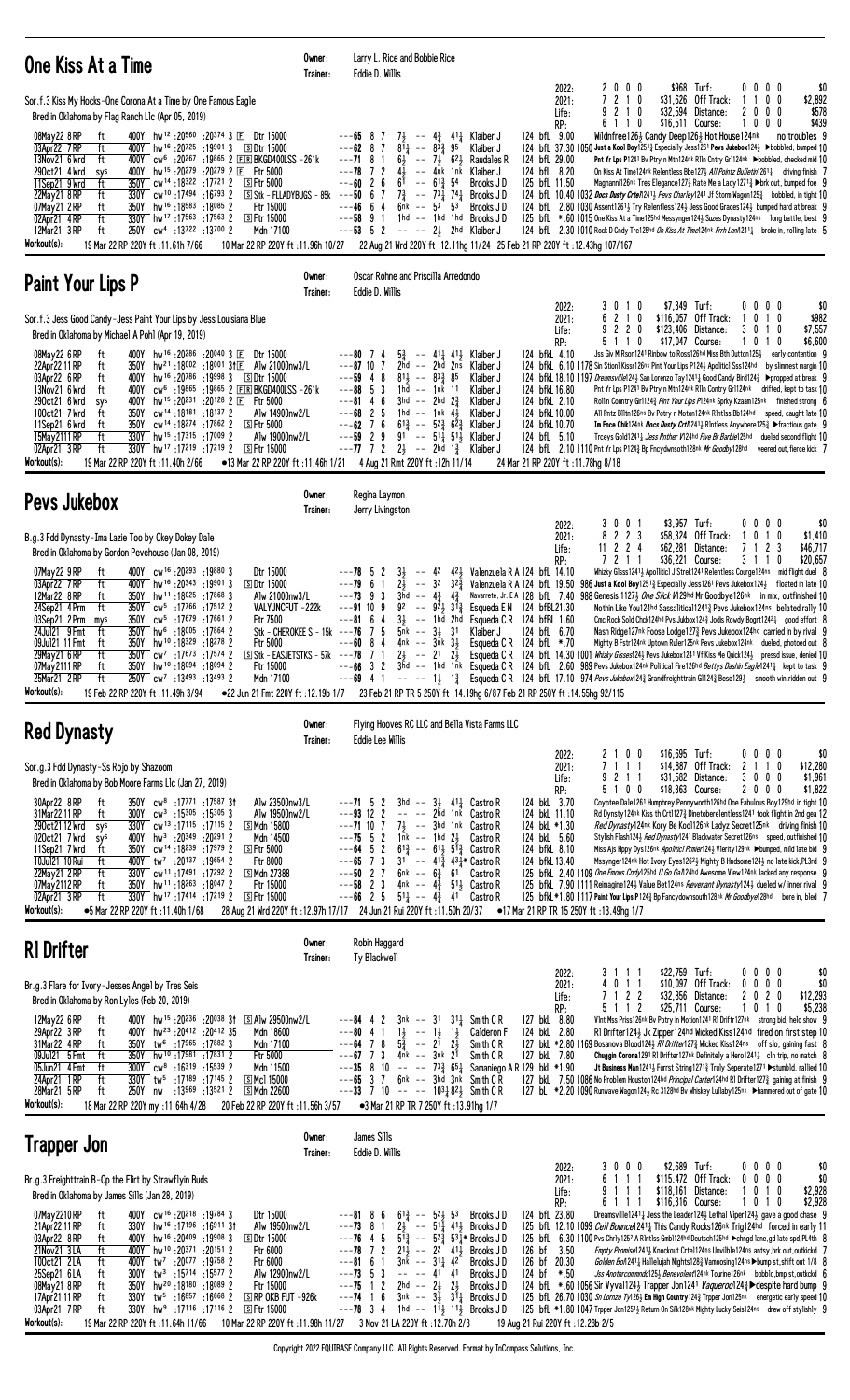## One Kiss At a Time

Owner: Larry L. Rice and Bobbie Rice
Trainer: Eddie D. Willis

Sor.f.3 Kiss My Hocks-One Corona At a Time by One Famous Eagle
Bred in Oklahoma by Flag Ranch Llc (Apr 05, 2019)

| | | | | | | |
|---|---|---|---|---|---|---|
| 2022: | 2 0 0 0 | $968 | Turf: | 0 0 0 0 | | $0 |
| 2021: | 7 2 1 0 | $31,626 | Off Track: | 1 1 0 0 | | $2,892 |
| Life: | 9 2 1 0 | $32,594 | Distance: | 2 0 0 0 | | $578 |
| RP: | 6 1 1 0 | $16,511 | Course: | 1 0 0 0 | | $439 |

```
08May22 8RP  ft  400Y hw12 :20560 :20374 3 F Dtr 15000          ---65 8 7   7½ -- 4¾ 4¼  Klaiber J    124 bfL 9.00  Wildnfree126½ Candy Deep126½ Hot House124nk  no troubles 9
03Apr22 7RP  ft  400Y hw16 :20725 :19901 3  S Dtr 15000          ---62 8 7   8¼ -- 8¾ 95  Klaiber J    124 bfL 37.30 1050 Just a Kool Boy125½ Especially Jess1261 Pevs Jukebox124½ ▶bobbled, bumped 10
13Nov21 6Wrd ft  400Y cw6 :20267 :19865 2 FR BKGD400LSS -261k     ---71 8 1   6½ -- 7½ 6²½ Raudales R   124 bfL 29.00  Pnt Yr Lps P1241 Bv Ptry n Mtn124nk Rlln Cntry Grl124nk ▶bobbled, checked mid 10
29Oct21 4Wrd sys 400Y hw15 :20279 :20279 2 F Ftr 5000            ---78 7 2   4½ -- 4nk 1nk Klaiber J    124 bfL 8.20  On Kiss At Time124nk Relentless Bbe127½ All Pointz Bulletin1261½  driving finish 7
11Sep21 9Wrd ft  350Y cw14 :18322 :17721 2  S Ftr 5000          ---60 2 6   6¹ -- 6¹½ 54  Brooks J D   125 bfL 11.50  Magnanmi126nk Tres Elegance127¾ Rate Me a Lady127½ ▶brk out, bumped foe 9
22May21 8RP  ft  330Y cw10 :17494 :16793 2 S Stk - FLLADYBUGS - 85k ---50 6 7  7¾ -- 7¾ 7⁴½ Brooks J D   124 bfL 10.40 1032 Docs Dusty Crte12411 Pevs Charley1241 Jf Storm Wagon125¾  bobbled, in tight 10
07May21 2RP  ft  350Y hw16 :18583 :18085 2  Ftr 15000            ---46 6 4   6nk -- 5³ 5³  Brooks J D   124 bfL 2.80 1030 Assent1261½ Try Relentless124½ Jess Good Graces124½ bumped hard at break 9
02Apr21 4RP  ft  330Y hw17 :17563 :17563 2  S Ftr 15000         ---58 9 1   1hd -- 1hd 1hd Brooks J D   125 bfL *.60 1015 One Kiss At a Time125hd Messynger124½ Suzes Dynasty124ns  long battle, best 9
12Mar21 3RP  ft  250Y cw4 :13722 :13700 2  Mdn 17100            ---53 5 2   -- -- 2½ 2hd Klaiber J    124 bfL 2.30 1010 Rock D Cndy Tre125hd On Kiss At Time124nk Frth Lem1241½  broke in, rolling late 5
```

Workout(s): 19 Mar 22 RP 220Y ft :11.61h 7/66  10 Mar 22 RP 220Y ft :11.96h 10/27  22 Aug 21 Wrd 220Y ft :12.11hg 11/24  25 Feb 21 RP 220Y ft :12.43hg 107/167

## Paint Your Lips P

Owner: Oscar Rohne and Priscilla Arredondo
Trainer: Eddie D. Willis

Sor.f.3 Jess Good Candy-Jess Paint Your Lips by Jess Louisiana Blue
Bred in Oklahoma by Michael A Pohl (Apr 19, 2019)

| | | | | | | |
|---|---|---|---|---|---|---|
| 2022: | 3 0 1 0 | $7,349 | Turf: | 0 0 0 0 | | $0 |
| 2021: | 6 2 1 0 | $116,057 | Off Track: | 1 0 1 0 | | $982 |
| Life: | 9 2 2 0 | $123,406 | Distance: | 3 0 1 0 | | $7,557 |
| RP: | 5 1 1 0 | $17,047 | Course: | 1 0 1 0 | | $6,600 |

```
08May22 6RP  ft  400Y hw16 :20286 :20040 3 F Dtr 15000           ---80 7 4   5½ -- 4¼ 4½  Klaiber J    124 bfL 4.10  Jss Gv M Rson1241 Rnbow to Ross126hd Miss Bth Dutton125½  early contention 9
22Apr22 11RP ft  350Y hw21 :18002 :18001 3 F Alw 21000nw3/L     ---87 10 7  2hd -- 2hd 2ns Klaiber J    124 bfL 6.10 1178 Sn Stonl Kssr126ns Pint Your Lips P124½ Apollitc1 Sss124hd  by slimmest margin 10
03Apr22 6RP  ft  400Y hw16 :20786 :19998 3  S Dtr 15000         ---59 4 8   8¹½ -- 8³¾ 85  Klaiber J    124 bfkL 18.10 1197 Dreamsville124½ San Lorenzo Tay1241½ Good Candy Bird124½ ▶propped at break 9
13Nov21 6Wrd ft  400Y cw6 :19865 :19865 2 FR BKGD400LSS -261k     ---88 5 3   1hd -- 1nk 11  Klaiber J    124 bfkL 16.80  Pnt Yr Lps P1241 Bv Ptry n Mtn124nk Rlln Cntry Grl124nk  drifted, kept to task 10
29Oct21 6Wrd sys 400Y hw15 :20231 :20128 2 F Ftr 5000            ---81 4 6   3hd -- 2hd 2¾  Klaiber J    124 bfkL 2.10  Rollin Country Grl124¾ Pint Your Lips P124nk Sprky Kzaam125nk  finished strong 6
10Oct21 7Wrd ft  350Y cw14 :18181 :18137 2  Alw 14900nw2/L       ---68 2 5   1hd -- 1nk 4½  Klaiber J    124 bfkL 10.00  All Pntz Bltn126ns Bv Potry n Moton124nk Rintlss Bb124hd  speed, caught late 10
11Sep21 6Wrd ft  350Y cw14 :18274 :17862 2  S Ftr 5000          ---62 7 6   6¹¾ -- 5²¾ 6²¾ Klaiber J    124 bfkL 10.70  In Fnce Chk124nk Docs Dusty Crt1241½ Rintless Anywhere125½ ▶fractious gate 9
15May2111RP  ft  330Y hw15 :17315 :17009 2  Alw 19000nw2/L       ---59 2 9   9¹ -- 5¹½ 5¹½ Klaiber J    124 bfkL 5.10  Trceys Gold1241½ Jess Prther V124hd Five Br Barbie125hd  dueled second flight 10
02Apr21 3RP  ft  330Y hw17 :17219 :17219 2  S Ftr 15000         ---77 7 2   2½ -- 2hd 1¾  Klaiber J    124 bfL 2.10 1110 Pnt Yr Lps P124¾ Bp Fncydvnsoth128nk Mr Goodby128hd  veered out, fierce kick 7
```

Workout(s): 19 Mar 22 RP 220Y ft :11.40h 2/66  ●13 Mar 22 RP 220Y ft :11.46h 1/21  4 Aug 21 Rmt 220Y ft :12h 11/14  24 Mar 21 RP 220Y ft :11.78hg 8/18

## Pevs Jukebox

Owner: Regina Laymon
Trainer: Jerry Livingston

B.g.3 Fdd Dynasty-Ima Lazie Too by Okey Dokey Dale
Bred in Oklahoma by Gordon Pevehouse (Jan 08, 2019)

| | | | | | | |
|---|---|---|---|---|---|---|
| 2022: | 3 0 0 1 | $3,957 | Turf: | 0 0 0 0 | | $0 |
| 2021: | 8 2 2 3 | $58,324 | Off Track: | 1 0 1 0 | | $1,410 |
| Life: | 11 2 2 4 | $62,281 | Distance: | 7 1 2 3 | | $46,717 |
| RP: | 7 2 1 1 | $36,221 | Course: | 3 1 1 0 | | $20,657 |

```
07May22 9RP  ft  400Y cw16 :20293 :19880 3  Dtr 15000            ---78 5 2   3½ -- 4² 4²½ Valenzuela R A 124 bfL 14.10  Whizky Glsss1241½ Apollitic1 J Strek1241 Relentless Courge124ns  mid flight duel 8
03Apr22 7RP  ft  400Y hw16 :20343 :19901 3  S Dtr 15000         ---79 6 1   2½ -- 3² 3²¾ Valenzuela R A 124 bfL 19.50 986 Just a Kool Boy1251½ Especially Jess1261 Pevs Jukebox124½  floated in late 10
12Mar22 8RP  ft  350Y hw11 :18025 :17868 3  Alw 21000nw3/L       ---73 9 3   3hd -- 4¾ 4¾  Navarrete, Jr. E A 128 bfL 7.40 988 Genesis 1127½ One Slick V129hd Mr Goodbye126nk  in mix, outfinished 10
24Sep21 4Prm ft  350Y cw5 :17766 :17512 2  VALYJNCFUT -222k       ---91 10 9  9² -- 9²½ 3¹¾ Esqueda E N  124 bfBL21.30  Nothin Like You124hd Sassalitical1241¾ Pevs Jukebox124ns belated rally 10
03Sep21 2Prm mys 350Y cw5 :17679 :17661 2  Ftr 7500             ---81 6 4   3½ -- 1hd 2hd Esqueda C R  124 bfBL 1.60  Cmc Rock Sold Chck124hd Pvs Jukbox124¾ Jodds Rowdy Bogrt124²¼  good effort 8
24Jul21 9Fmt ft  350Y hw6 :18005 :17864 2  Stk - CHEROKEE S - 15k ---76 7 5 5nk -- 3½ 3¹  Klaiber J    124 bfL 6.70  Nash Ridge127nk Foose Lodge127¾ Pevs Jukebox124hd carried in by rival 9
09Jul21 11Fmt ft 350Y hw10 :18329 :18278 2  Ftr 5000             ---60 8 4   4nk -- 3nk 3½  Esqueda C R  124 bfL *.70  Mighty B Fstr124nk Uptown Ruler125nk Pevs Jukebox124nk  dueled, photoed out 8
29May21 6RP  ft  350Y cw7 :17673 :17574 2  S Stk - EASJETSTKS - 57k ---78 7 1 2½ -- 2¹ 2½  Esqueda C R  124 bfL 14.30 1001 Whizky Glsss124½ Pevs Jukebox1241 Vf Kiss Me Quick124½  pressd issue, denied 10
07May2111RP  ft  350Y hw10 :18094 :18094 2  Ftr 15000            ---66 3 2   3hd -- 1hd 1nk Esqueda C R  124 bfL 2.60 989 Pevs Jukebox124nk Political Fire126hd Bettys Dashin Eagle1241¼  kept to task 9
25Mar21 2RP  ft  250Y cw7 :13493 :13493 2  Mdn 17100            ---69 4 1   -- -- 1½ 1¾  Esqueda C R  124 bfL 17.10 974 Pevs Jukebox124¾ Grandfreighttrain Gl124¾ Beso129½  smooth win,ridden out 9
```

Workout(s): 19 Feb 22 RP 220Y ft :11.49h 3/94  ●22 Jun 21 Fmt 220Y ft :12.19b 1/7  23 Feb 21 RP TR 5 250Y ft :14.19hg 6/87 Feb 21 RP 250Y ft :14.55hg 92/115

## Red Dynasty

Owner: Flying Hooves RC LLC and Bella Vista Farms LLC
Trainer: Eddie Lee Willis

Sor.g.3 Fdd Dynasty-Ss Rojo by Shazoom
Bred in Oklahoma by Bob Moore Farms Llc (Jan 27, 2019)

| | | | | | | |
|---|---|---|---|---|---|---|
| 2022: | 2 1 0 0 | $16,695 | Turf: | 0 0 0 0 | | $0 |
| 2021: | 7 1 1 1 | $14,887 | Off Track: | 2 1 1 0 | | $12,280 |
| Life: | 9 2 1 1 | $31,582 | Distance: | 3 0 0 0 | | $1,961 |
| RP: | 5 1 0 0 | $18,363 | Course: | 2 0 0 0 | | $1,822 |

```
30Apr22 8RP  ft  350Y cw8 :17771 :17587 3† Alw 23500nw3/L       ---71 5 2   3hd -- 3½ 4¹¼ Castro R     124 bkL 3.70  Coyotee Dale1261 Humphrey Pennyworth126hd One Fabulous Boy129hd in tight 10
31Mar22 11RP ft  300Y cw3 :15305 :15305 3   Alw 19500nw2/L      ---93 12 2  -- -- 2hd 1nk Castro R     124 bkL 11.10  Rd Dynsty124nk Kiss th Crtl127¾ Dinetoberelentless1241 took flight in 2nd ga 12
29Oct21 12Wrd sys 350Y cw13 :17115 :17115 2 S Mdn 15800          ---71 10 7  7½ -- 3hd 1nk Castro R     124 bkL *1.30  Red Dynasty124nk Kory Be Kool126nk Ladyz Secret125nk  driving finish 10
02Oct21 7Wrd sys 400Y hw3 :20349 :20291 2  Mdn 14500            ---75 5 2   1nk -- 1hd 2½  Castro R     124 bkL 5.60  Stylish Flash124½ Red Dynasty1241 Blackwater Secret126ns  speed, outfinished 10
11Sep21 7Wrd ft  350Y cw14 :18239 :17979 2  S Ftr 5000          ---64 5 2   6¹¾ -- 6¹½ 5¹¾ Castro R     124 bkL 8.10  Mss Ajs Hppy Dys126nk Apollitc1 Prner124½ Vlerity129nk ▶bumped, mild late bid 9
10Jul21 10Rui ft 400Y tw7 :20137 :19654 2  Ftr 8000             ---65 7 3   3¹ -- 4¹¾ 4³¼* Castro R     124 bkL 13.40  Mssyngr124nk Hot Ivory Eyes1262½ Mighty B Hndsome124½ no late kick,PL3rd 9
22May21 2RP  ft  330Y cw11 :17491 :17292 2  S Mdn 27388         ---50 2 7   6nk -- 6¾ 6¹  Castro R     124 bkL 2.40 1109 One Fmous Cndy125hd U Go Gal124hd Awesome View124nk lacked any response 9
07May2112RP  ft  350Y hw11 :18263 :18047 2  Ftr 15000            ---55 2 3   4nk -- 4¾ 5¹½ Castro R     125 bkL 7.90 1111 Reimagine124½ Value Bet124ns Revenant Dynasty124½ dueled w/ inner rival 9
02Apr21 3RP  ft  330Y hw17 :17414 :17219 2  S Ftr 15000         ---66 2 5   5¹¼ -- 4¾ 4¹  Castro R     125 bfkL*1.80 1117 Paint Your Lips P124¾ Bp Fancydownsouth128nk Mr Goodbye128hd  bore in, bled 7
```

Workout(s): ●5 Mar 22 RP 220Y ft :11.40h 1/68  28 Aug 21 Wrd 220Y ft :12.97h 17/17  24 Jun 21 Rui 220Y ft :11.50h 20/37  ●17 Mar 21 RP TR 15 250Y ft :13.49hg 1/7

## Rl Drifter

Owner: Robin Haggard
Trainer: Ty Blackwell

Br.g.3 Flare for Ivory-Jesses Angel by Tres Seis
Bred in Oklahoma by Ron Lyles (Feb 20, 2019)

| | | | | | | |
|---|---|---|---|---|---|---|
| 2022: | 3 1 1 1 | $22,759 | Turf: | 0 0 0 0 | | $0 |
| 2021: | 4 0 1 1 | $10,097 | Off Track: | 0 0 0 0 | | $0 |
| Life: | 7 1 2 2 | $32,856 | Distance: | 2 0 2 0 | | $12,293 |
| RP: | 5 1 1 2 | $25,711 | Course: | 1 0 1 0 | | $5,238 |

```
12May22 6RP  ft  400Y hw15 :20236 :20038 3† S Alw 25900nw2/L    ---84 4 2   3nk -- 3¹ 3¹¼ Smith C R    127 bkL 8.80  Vlnt Mss Prss126nk Bv Ptry in Motion1261 Rl Drifter127nk  strong bid, held show 9
29Apr22 3RP  ft  400Y hw23 :20412 :20412 35 Mdn 18600            ---80 4 1   1½ -- 1½ 1½  Calderon F   124 bkL 2.80  Rl Drifter124½ Jk Zipper124hd Wicked Kiss124hd  fired on first step 10
31Mar22 4RP  ft  350Y tw6 :17965 :17882 3  Mdn 17100            ---64 7 8   5¾ -- 2¹ 2½  Smith C R    127 bkL *2.80 1169 Bosanova Blood124½ Rl Drifter127¾ Wicked Kiss124nk  off slo, gaining fast 8
09Jul21 5Fmt ft  350Y hw19 :17981 :17831 2  Ftr 5000             ---67 7 3   4nk -- 3nk 2¹  Smith C R    127 bkL 7.80  Chuggin Corona1291 Rl Drifter127nk Definitely a Hero1241½  cln trip, no match 8
05Jun21 4Fmt ft  300Y cw8 :16319 :15539 2  Mdn 11500            ---35 8 10  -- -- 7³¾ 6⁵¾ Samaniego A R 129 bkL *1.90  Jt Business Man1241½ Furrst String127¼ Truly Seperate1271 ▶stumbld, rallied 10
24Apr21 1RP  ft  330Y tw5 :17189 :17145 2  S Mcl 15000          ---65 3 7   6nk -- 3hd 3nk Smith C R    127 bkL 7.50 1086 No Problem Houston124hd Principal Carter124hd Rl Drifter127¾ gaining at finish 9
28Mar21 5RP  ft  250Y nw :13969 :13521 2  S Mdn 22600          ---33 7 10  -- -- 10³¼ 8²½ Smith C R    127 bL 8.20 1090 Runwave Wagon124½ Rc 3128hd Bv Whiskey Lullaby125nk ▶hammered out of gate 10
```

Workout(s): 18 Mar 22 RP 220Y my :11.64h 4/28  20 Feb 22 RP 220Y ft :11.56h 3/57  ●3 Mar 21 RP TR 7 250Y ft :13.91hg 1/7

## Trapper Jon

Owner: James Sills
Trainer: Eddie D. Willis

Br.g.3 Freighttrain B-Cp the Flirt by Strawflyin Buds
Bred in Oklahoma by James Sills (Jan 28, 2019)

| | | | | | | |
|---|---|---|---|---|---|---|
| 2022: | 3 0 0 0 | $2,689 | Turf: | 0 0 0 0 | | $0 |
| 2021: | 6 1 1 1 | $115,472 | Off Track: | 0 0 0 0 | | $0 |
| Life: | 9 1 1 1 | $118,161 | Distance: | 1 0 1 0 | | $2,928 |
| RP: | 6 1 1 1 | $116,136 | Course: | 1 0 1 0 | | $2,928 |

```
07May2210RP  ft  400Y cw16 :20218 :19784 3  Dtr 15000            ---81 8 6   6¹¾ -- 5²½ 5³  Brooks J D   124 bfL 23.80  Dreamsville1241½ Jess the Leader124½ Lethal Viper124½ gave a good chase 9
21Apr22 11RP ft  330Y hw16 :17196 :16911 3† Alw 19500nw2/L       ---73 8 1   2½ -- 5¹½ 4¹½ Brooks J D   125 bfL 12.10 1099 Cell Bounce1241½ This Candy Rocks126nk Trig124hd  forced in early 11
03Apr22 8RP  ft  400Y hw16 :20409 :19908 3  S Dtr 15000         ---76 4 5   5¹¾ -- 5²¾ 5³¾* Brooks J D   125 bfL 6.30 1100 Pvs Chrly125² A Rlntlss Gbb1126hd Deutsch125hd ▶chngd lane,gd late spd,PL4th 8
21Nov21 3LA  ft  400Y hw10 :20371 :20151 2  Ftr 6000             ---78 7 2   2¹½ -- 2² 4¹½ Brooks J D   126 bf 3.50   Empty Promise1241½ Knockout Crte1124ns Unvllble124ns antsy,brk out,outkckd 7
10Oct21 2LA  ft  400Y tw7 :20077 :19758 2  Ftr 6000             ---81 6 1   3nk -- 3¹½ 4²  Brooks J D   126 bf 20.30  Golden Bolt1241½ Hallelujah Nights128¾ Vamoosing124ns ▶bump st, shift out 1/8 8
25Sep21 6LA  ft  300Y tw3 :15714 :15577 2  Alw 12900nw2/L       ---73 5 3   -- -- 4¹ 4¹  Brooks J D   124 bf *.50   Jss Anothrcommndo125½ Benevolent124nk Tourine126nk bobbld,bmp st,outkckd 6
08May21 8RP  ft  350Y hw20 :18180 :18089 2  Ftr 15000            ---75 1 2   2hd -- 2½ 2½  Brooks J D   124 bfL *.60 1056 Sir Vyval124½ Trapper Jon1241 Vaqueroo124½ ▶despite hard bump 9
17Apr21 11RP ft  330Y tw5 :16857 :16668 2  S RP OKB FUT -926k    ---74 1 6   3nk -- 3½ 3¹¼ Brooks J D   125 bfL 26.70 1030 Sr Lornzo Ty126½ Em High Country124½ Trpper Jon125nk  energetic early speed 10
03Apr21 7RP  ft  330Y hw9 :17116 :17116 2  S Ftr 15000         ---78 3 4   1hd -- 1¹½ 1¹½ Brooks J D   125 bfL *1.80 1047 Trpper Jon1251½ Return On Silk128nk Mighty Lucky Seis124ns  drew off stylishly 9
```

Workout(s): 19 Mar 22 RP 220Y ft :11.64h 11/66  10 Mar 22 RP 220Y ft :11.98h 11/27  3 Nov 21 LA 220Y ft :12.70h 2/3  19 Aug 21 Rui 220Y ft :12.28b 2/5

Copyright 2022 EQUIBASE Company LLC. All Rights Reserved. Format by InCompass Solutions, Inc.